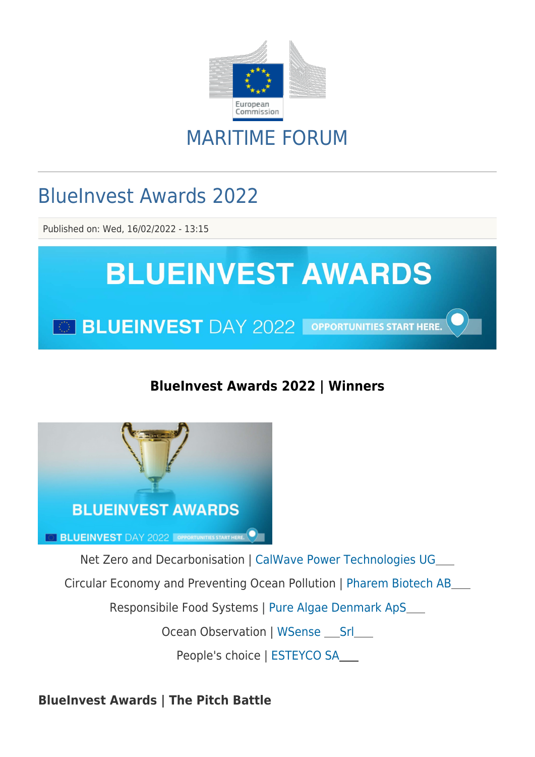# MARITIME FORUM

## BlueInvest Awards 2022

Published on: Wed, 16/02/2022 - 13:15

**BlueInvest Awards 2022 | Winners**

Net Zero and Decarbonisation | CalWave Power Technologies UG

Circular Economy and Preventing Ocean Pollution | Pharem Biotech AB

Responsibile Food Systems | Pure Algae Denmark ApS

Ocean Observation | WSense Srl

People's choice | ESTEYCO SA

**BlueInvest Awards | The Pitch Battle**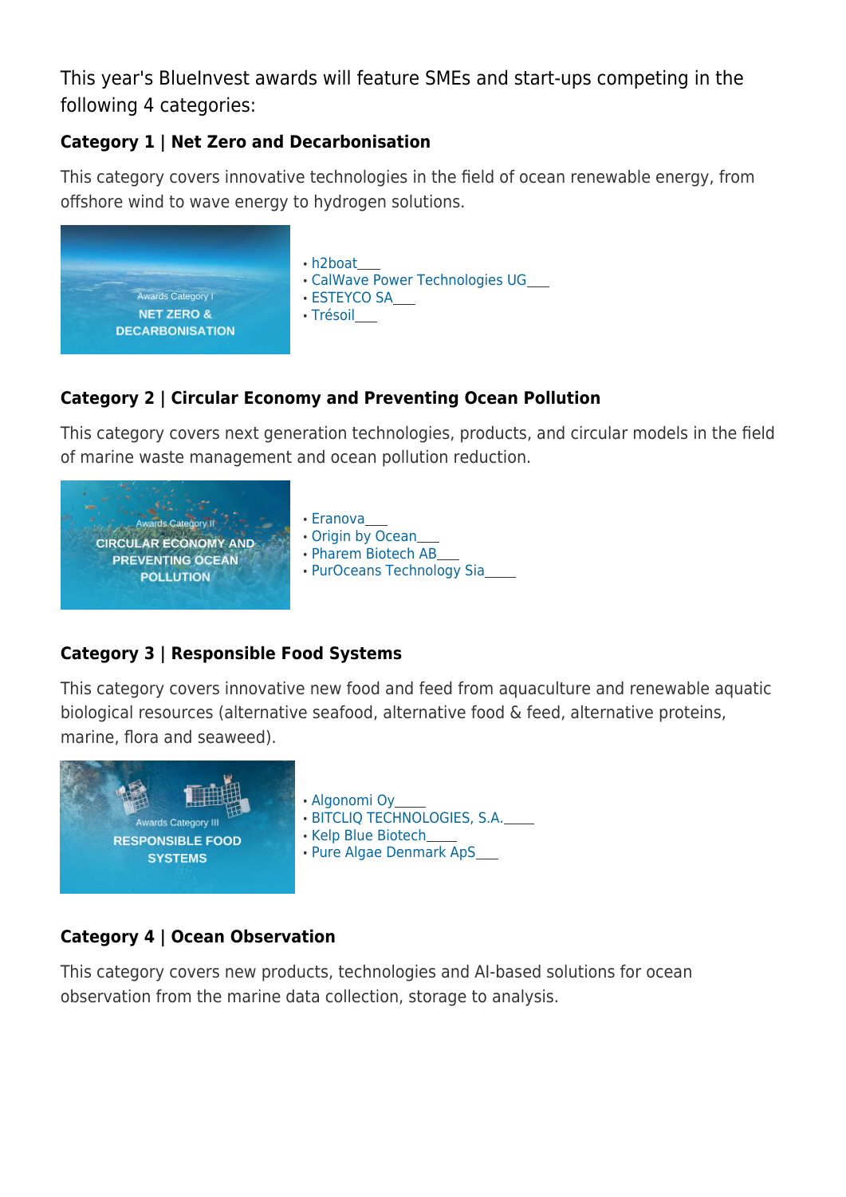This year's BlueInvest awards will feature SMEs and start-ups competing in the following 4 categories:

### Category 1 | Net Zero and Decarbonisation

This category covers innovative technologies in the field of ocean renewable energy, from offshore wind to wave energy to hydrogen solutions.

Awards Category I
NET ZERO & DECARBONISATION

- h2boat___
- CalWave Power Technologies UG___
- ESTEYCO SA___
- Trésoil___

### Category 2 | Circular Economy and Preventing Ocean Pollution

This category covers next generation technologies, products, and circular models in the field of marine waste management and ocean pollution reduction.

Awards Category II
CIRCULAR ECONOMY AND PREVENTING OCEAN POLLUTION

- Eranova___
- Origin by Ocean___
- Pharem Biotech AB___
- PurOceans Technology Sia_____

### Category 3 | Responsible Food Systems

This category covers innovative new food and feed from aquaculture and renewable aquatic biological resources (alternative seafood, alternative food & feed, alternative proteins, marine, flora and seaweed).

Awards Category III
RESPONSIBLE FOOD SYSTEMS

- Algonomi Oy_____
- BITCLIQ TECHNOLOGIES, S.A._____
- Kelp Blue Biotech_____
- Pure Algae Denmark ApS___

### Category 4 | Ocean Observation

This category covers new products, technologies and AI-based solutions for ocean observation from the marine data collection, storage to analysis.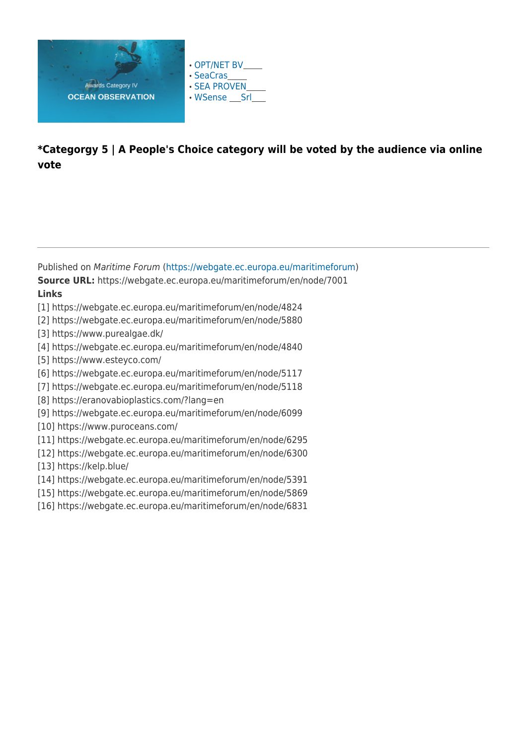Awards Category IV
OCEAN OBSERVATION

- OPT/NET BV____
- SeaCras____
- SEA PROVEN____
- WSense __Srl___

**\*Categorgy 5 | A People's Choice category will be voted by the audience via online vote**

---

Published on *Maritime Forum* (https://webgate.ec.europa.eu/maritimeforum)
**Source URL:** https://webgate.ec.europa.eu/maritimeforum/en/node/7001
**Links**
[1] https://webgate.ec.europa.eu/maritimeforum/en/node/4824
[2] https://webgate.ec.europa.eu/maritimeforum/en/node/5880
[3] https://www.purealgae.dk/
[4] https://webgate.ec.europa.eu/maritimeforum/en/node/4840
[5] https://www.esteyco.com/
[6] https://webgate.ec.europa.eu/maritimeforum/en/node/5117
[7] https://webgate.ec.europa.eu/maritimeforum/en/node/5118
[8] https://eranovabioplastics.com/?lang=en
[9] https://webgate.ec.europa.eu/maritimeforum/en/node/6099
[10] https://www.puroceans.com/
[11] https://webgate.ec.europa.eu/maritimeforum/en/node/6295
[12] https://webgate.ec.europa.eu/maritimeforum/en/node/6300
[13] https://kelp.blue/
[14] https://webgate.ec.europa.eu/maritimeforum/en/node/5391
[15] https://webgate.ec.europa.eu/maritimeforum/en/node/5869
[16] https://webgate.ec.europa.eu/maritimeforum/en/node/6831